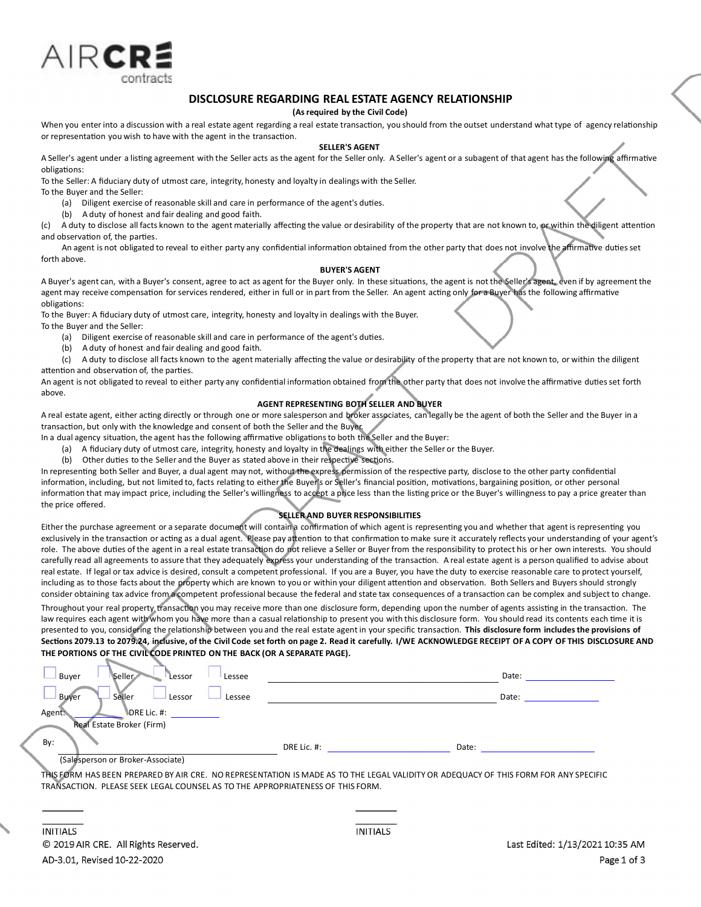AIR CRE contracts

# DISCLOSURE REGARDING REAL ESTATE AGENCY RELATIONSHIP

**(As required by the Civil Code)**

When you enter into a discussion with a real estate agent regarding a real estate transaction, you should from the outset understand what type of agency relationship or representation you wish to have with the agent in the transaction.

**SELLER'S AGENT**

A Seller's agent under a listing agreement with the Seller acts as the agent for the Seller only. A Seller's agent or a subagent of that agent has the following affirmative obligations:

To the Seller: A fiduciary duty of utmost care, integrity, honesty and loyalty in dealings with the Seller.

To the Buyer and the Seller:

(a) Diligent exercise of reasonable skill and care in performance of the agent's duties.

(b) A duty of honest and fair dealing and good faith.

(c) A duty to disclose all facts known to the agent materially affecting the value or desirability of the property that are not known to, or within the diligent attention and observation of, the parties.

An agent is not obligated to reveal to either party any confidential information obtained from the other party that does not involve the affirmative duties set forth above.

**BUYER'S AGENT**

A Buyer's agent can, with a Buyer's consent, agree to act as agent for the Buyer only. In these situations, the agent is not the Seller's agent, even if by agreement the agent may receive compensation for services rendered, either in full or in part from the Seller. An agent acting only for a Buyer has the following affirmative obligations:

To the Buyer: A fiduciary duty of utmost care, integrity, honesty and loyalty in dealings with the Buyer.

To the Buyer and the Seller:

(a) Diligent exercise of reasonable skill and care in performance of the agent's duties.

(b) A duty of honest and fair dealing and good faith.

(c) A duty to disclose all facts known to the agent materially affecting the value or desirability of the property that are not known to, or within the diligent attention and observation of, the parties.

An agent is not obligated to reveal to either party any confidential information obtained from the other party that does not involve the affirmative duties set forth above.

**AGENT REPRESENTING BOTH SELLER AND BUYER**

A real estate agent, either acting directly or through one or more salesperson and broker associates, can legally be the agent of both the Seller and the Buyer in a transaction, but only with the knowledge and consent of both the Seller and the Buyer.

In a dual agency situation, the agent has the following affirmative obligations to both the Seller and the Buyer:

(a) A fiduciary duty of utmost care, integrity, honesty and loyalty in the dealings with either the Seller or the Buyer.

(b) Other duties to the Seller and the Buyer as stated above in their respective sections.

In representing both Seller and Buyer, a dual agent may not, without the express permission of the respective party, disclose to the other party confidential information, including, but not limited to, facts relating to either the Buyer's or Seller's financial position, motivations, bargaining position, or other personal information that may impact price, including the Seller's willingness to accept a price less than the listing price or the Buyer's willingness to pay a price greater than the price offered.

**SELLER AND BUYER RESPONSIBILITIES**

Either the purchase agreement or a separate document will contain a confirmation of which agent is representing you and whether that agent is representing you exclusively in the transaction or acting as a dual agent. Please pay attention to that confirmation to make sure it accurately reflects your understanding of your agent's role. The above duties of the agent in a real estate transaction do not relieve a Seller or Buyer from the responsibility to protect his or her own interests. You should carefully read all agreements to assure that they adequately express your understanding of the transaction. A real estate agent is a person qualified to advise about real estate. If legal or tax advice is desired, consult a competent professional. If you are a Buyer, you have the duty to exercise reasonable care to protect yourself, including as to those facts about the property which are known to you or within your diligent attention and observation. Both Sellers and Buyers should strongly consider obtaining tax advice from a competent professional because the federal and state tax consequences of a transaction can be complex and subject to change.

Throughout your real property transaction you may receive more than one disclosure form, depending upon the number of agents assisting in the transaction. The law requires each agent with whom you have more than a casual relationship to present you with this disclosure form. You should read its contents each time it is presented to you, considering the relationship between you and the real estate agent in your specific transaction. **This disclosure form includes the provisions of Sections 2079.13 to 2079.24, inclusive, of the Civil Code set forth on page 2. Read it carefully. I/WE ACKNOWLEDGE RECEIPT OF A COPY OF THIS DISCLOSURE AND THE PORTIONS OF THE CIVIL CODE PRINTED ON THE BACK (OR A SEPARATE PAGE).**

☐ Buyer ☐ Seller ☐ Lessor ☐ Lessee ______________________________ Date: ______________

☐ Buyer ☐ Seller ☐ Lessor ☐ Lessee ______________________________ Date: ______________

Agent: ______________ DRE Lic. #: ______________

Real Estate Broker (Firm)

By: ______________________________ DRE Lic. #: ______________ Date: ______________

(Salesperson or Broker-Associate)

THIS FORM HAS BEEN PREPARED BY AIR CRE. NO REPRESENTATION IS MADE AS TO THE LEGAL VALIDITY OR ADEQUACY OF THIS FORM FOR ANY SPECIFIC TRANSACTION. PLEASE SEEK LEGAL COUNSEL AS TO THE APPROPRIATENESS OF THIS FORM.

________ INITIALS ________ INITIALS

© 2019 AIR CRE. All Rights Reserved.

AD-3.01, Revised 10-22-2020

Last Edited: 1/13/2021 10:35 AM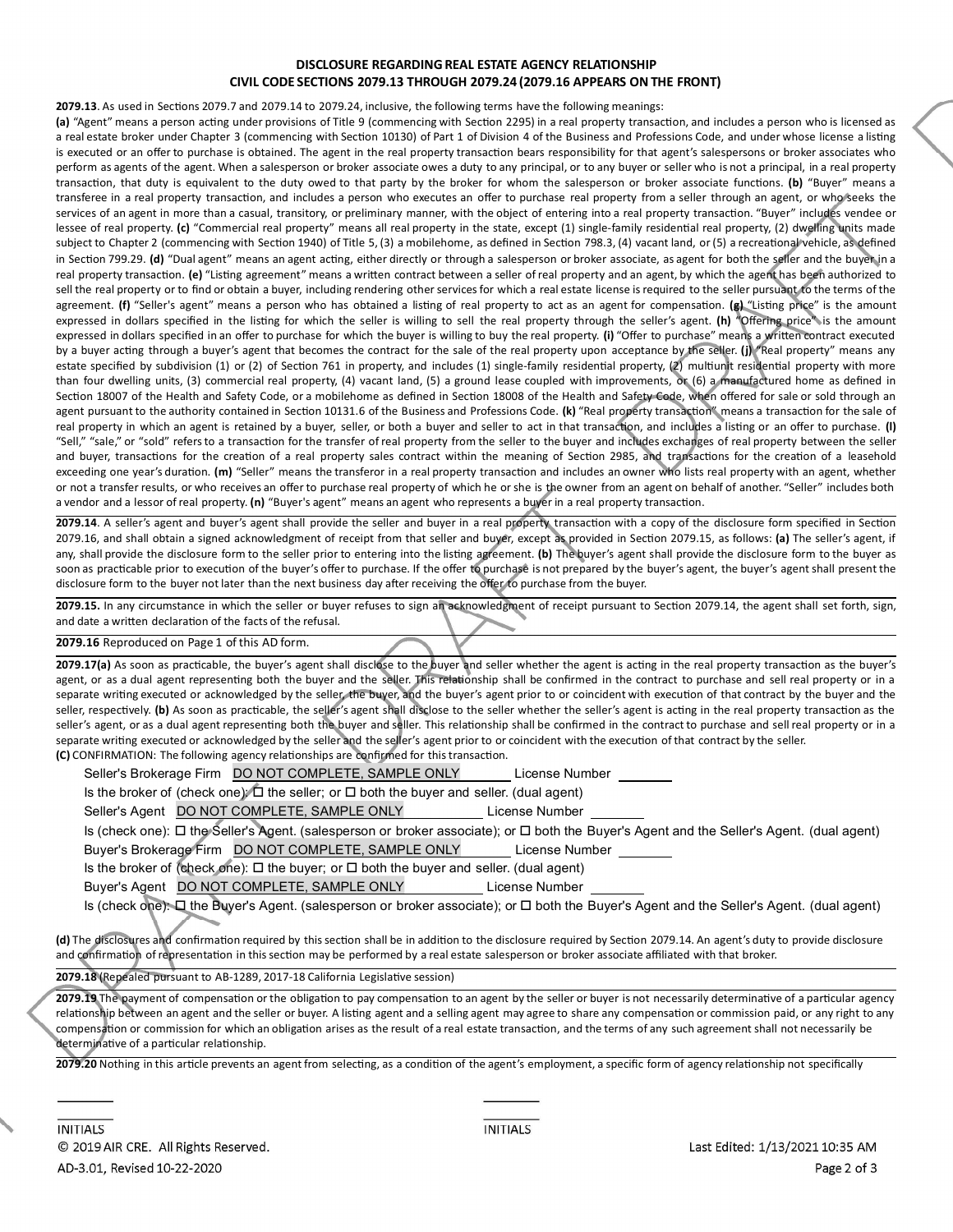## DISCLOSURE REGARDING REAL ESTATE AGENCY RELATIONSHIP
## CIVIL CODE SECTIONS 2079.13 THROUGH 2079.24 (2079.16 APPEARS ON THE FRONT)

**2079.13**. As used in Sections 2079.7 and 2079.14 to 2079.24, inclusive, the following terms have the following meanings:
**(a)** "Agent" means a person acting under provisions of Title 9 (commencing with Section 2295) in a real property transaction, and includes a person who is licensed as a real estate broker under Chapter 3 (commencing with Section 10130) of Part 1 of Division 4 of the Business and Professions Code, and under whose license a listing is executed or an offer to purchase is obtained. The agent in the real property transaction bears responsibility for that agent's salespersons or broker associates who perform as agents of the agent. When a salesperson or broker associate owes a duty to any principal, or to any buyer or seller who is not a principal, in a real property transaction, that duty is equivalent to the duty owed to that party by the broker for whom the salesperson or broker associate functions. **(b)** "Buyer" means a transferee in a real property transaction, and includes a person who executes an offer to purchase real property from a seller through an agent, or who seeks the services of an agent in more than a casual, transitory, or preliminary manner, with the object of entering into a real property transaction. "Buyer" includes vendee or lessee of real property. **(c)** "Commercial real property" means all real property in the state, except (1) single-family residential real property, (2) dwelling units made subject to Chapter 2 (commencing with Section 1940) of Title 5, (3) a mobilehome, as defined in Section 798.3, (4) vacant land, or (5) a recreational vehicle, as defined in Section 799.29. **(d)** "Dual agent" means an agent acting, either directly or through a salesperson or broker associate, as agent for both the seller and the buyer in a real property transaction. **(e)** "Listing agreement" means a written contract between a seller of real property and an agent, by which the agent has been authorized to sell the real property or to find or obtain a buyer, including rendering other services for which a real estate license is required to the seller pursuant to the terms of the agreement. **(f)** "Seller's agent" means a person who has obtained a listing of real property to act as an agent for compensation. **(g)** "Listing price" is the amount expressed in dollars specified in the listing for which the seller is willing to sell the real property through the seller's agent. **(h)** "Offering price" is the amount expressed in dollars specified in an offer to purchase for which the buyer is willing to buy the real property. **(i)** "Offer to purchase" means a written contract executed by a buyer acting through a buyer's agent that becomes the contract for the sale of the real property upon acceptance by the seller. **(j)** "Real property" means any estate specified by subdivision (1) or (2) of Section 761 in property, and includes (1) single-family residential property, (2) multiunit residential property with more than four dwelling units, (3) commercial real property, (4) vacant land, (5) a ground lease coupled with improvements, or (6) a manufactured home as defined in Section 18007 of the Health and Safety Code, or a mobilehome as defined in Section 18008 of the Health and Safety Code, when offered for sale or sold through an agent pursuant to the authority contained in Section 10131.6 of the Business and Professions Code. **(k)** "Real property transaction" means a transaction for the sale of real property in which an agent is retained by a buyer, seller, or both a buyer and seller to act in that transaction, and includes a listing or an offer to purchase. **(l)** "Sell," "sale," or "sold" refers to a transaction for the transfer of real property from the seller to the buyer and includes exchanges of real property between the seller and buyer, transactions for the creation of a real property sales contract within the meaning of Section 2985, and transactions for the creation of a leasehold exceeding one year's duration. **(m)** "Seller" means the transferor in a real property transaction and includes an owner who lists real property with an agent, whether or not a transfer results, or who receives an offer to purchase real property of which he or she is the owner from an agent on behalf of another. "Seller" includes both a vendor and a lessor of real property. **(n)** "Buyer's agent" means an agent who represents a buyer in a real property transaction.

**2079.14**. A seller's agent and buyer's agent shall provide the seller and buyer in a real property transaction with a copy of the disclosure form specified in Section 2079.16, and shall obtain a signed acknowledgment of receipt from that seller and buyer, except as provided in Section 2079.15, as follows: **(a)** The seller's agent, if any, shall provide the disclosure form to the seller prior to entering into the listing agreement. **(b)** The buyer's agent shall provide the disclosure form to the buyer as soon as practicable prior to execution of the buyer's offer to purchase. If the offer to purchase is not prepared by the buyer's agent, the buyer's agent shall present the disclosure form to the buyer not later than the next business day after receiving the offer to purchase from the buyer.

**2079.15.** In any circumstance in which the seller or buyer refuses to sign an acknowledgment of receipt pursuant to Section 2079.14, the agent shall set forth, sign, and date a written declaration of the facts of the refusal.

**2079.16** Reproduced on Page 1 of this AD form.

**2079.17(a)** As soon as practicable, the buyer's agent shall disclose to the buyer and seller whether the agent is acting in the real property transaction as the buyer's agent, or as a dual agent representing both the buyer and the seller. This relationship shall be confirmed in the contract to purchase and sell real property or in a separate writing executed or acknowledged by the seller, the buyer, and the buyer's agent prior to or coincident with execution of that contract by the buyer and the seller, respectively. **(b)** As soon as practicable, the seller's agent shall disclose to the seller whether the seller's agent is acting in the real property transaction as the seller's agent, or as a dual agent representing both the buyer and seller. This relationship shall be confirmed in the contract to purchase and sell real property or in a separate writing executed or acknowledged by the seller and the seller's agent prior to or coincident with the execution of that contract by the seller.
**(C)** CONFIRMATION: The following agency relationships are confirmed for this transaction.

Seller's Brokerage Firm DO NOT COMPLETE, SAMPLE ONLY License Number ______
Is the broker of (check one): ☐ the seller; or ☐ both the buyer and seller. (dual agent)
Seller's Agent DO NOT COMPLETE, SAMPLE ONLY License Number ______
Is (check one): ☐ the Seller's Agent. (salesperson or broker associate); or ☐ both the Buyer's Agent and the Seller's Agent. (dual agent)
Buyer's Brokerage Firm DO NOT COMPLETE, SAMPLE ONLY License Number ______
Is the broker of (check one): ☐ the buyer; or ☐ both the buyer and seller. (dual agent)
Buyer's Agent DO NOT COMPLETE, SAMPLE ONLY License Number ______
Is (check one): ☐ the Buyer's Agent. (salesperson or broker associate); or ☐ both the Buyer's Agent and the Seller's Agent. (dual agent)

**(d)** The disclosures and confirmation required by this section shall be in addition to the disclosure required by Section 2079.14. An agent's duty to provide disclosure and confirmation of representation in this section may be performed by a real estate salesperson or broker associate affiliated with that broker.

**2079.18** (Repealed pursuant to AB-1289, 2017-18 California Legislative session)

**2079.19** The payment of compensation or the obligation to pay compensation to an agent by the seller or buyer is not necessarily determinative of a particular agency relationship between an agent and the seller or buyer. A listing agent and a selling agent may agree to share any compensation or commission paid, or any right to any compensation or commission for which an obligation arises as the result of a real estate transaction, and the terms of any such agreement shall not necessarily be determinative of a particular relationship.

**2079.20** Nothing in this article prevents an agent from selecting, as a condition of the agent's employment, a specific form of agency relationship not specifically

______ INITIALS ______ INITIALS

© 2019 AIR CRE. All Rights Reserved.
AD-3.01, Revised 10-22-2020
Last Edited: 1/13/2021 10:35 AM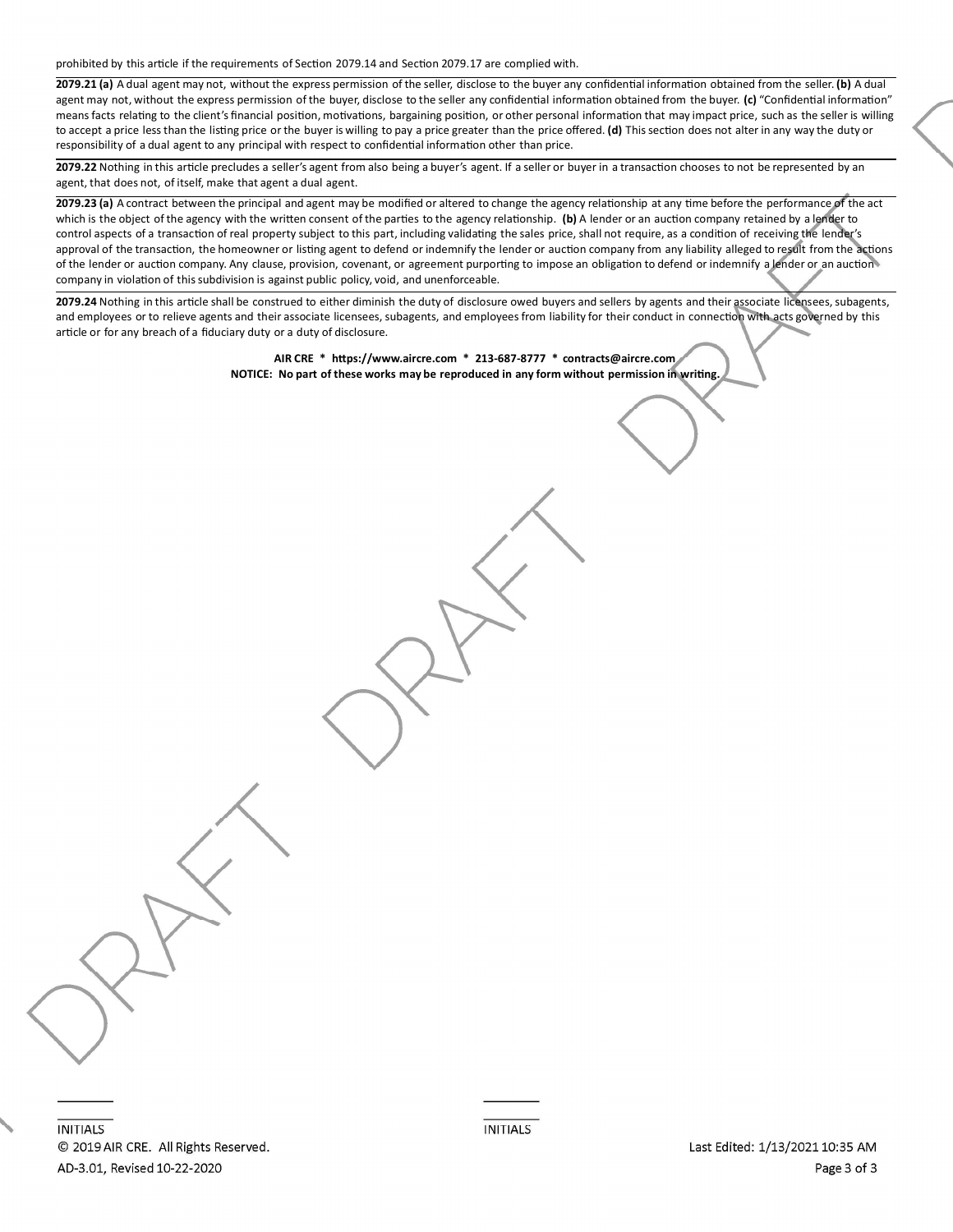prohibited by this article if the requirements of Section 2079.14 and Section 2079.17 are complied with.

**2079.21 (a)** A dual agent may not, without the express permission of the seller, disclose to the buyer any confidential information obtained from the seller. **(b)** A dual agent may not, without the express permission of the buyer, disclose to the seller any confidential information obtained from the buyer. **(c)** "Confidential information" means facts relating to the client's financial position, motivations, bargaining position, or other personal information that may impact price, such as the seller is willing to accept a price less than the listing price or the buyer is willing to pay a price greater than the price offered. **(d)** This section does not alter in any way the duty or responsibility of a dual agent to any principal with respect to confidential information other than price.

**2079.22** Nothing in this article precludes a seller's agent from also being a buyer's agent. If a seller or buyer in a transaction chooses to not be represented by an agent, that does not, of itself, make that agent a dual agent.

**2079.23 (a)** A contract between the principal and agent may be modified or altered to change the agency relationship at any time before the performance of the act which is the object of the agency with the written consent of the parties to the agency relationship. **(b)** A lender or an auction company retained by a lender to control aspects of a transaction of real property subject to this part, including validating the sales price, shall not require, as a condition of receiving the lender's approval of the transaction, the homeowner or listing agent to defend or indemnify the lender or auction company from any liability alleged to result from the actions of the lender or auction company. Any clause, provision, covenant, or agreement purporting to impose an obligation to defend or indemnify a lender or an auction company in violation of this subdivision is against public policy, void, and unenforceable.

**2079.24** Nothing in this article shall be construed to either diminish the duty of disclosure owed buyers and sellers by agents and their associate licensees, subagents, and employees or to relieve agents and their associate licensees, subagents, and employees from liability for their conduct in connection with acts governed by this article or for any breach of a fiduciary duty or a duty of disclosure.

**AIR CRE * https://www.aircre.com * 213-687-8777 * contracts@aircre.com**

**NOTICE: No part of these works may be reproduced in any form without permission in writing.**

\_\_\_\_\_\_\_\_
\_\_\_\_\_\_\_\_
INITIALS

\_\_\_\_\_\_\_\_
\_\_\_\_\_\_\_\_
INITIALS

© 2019 AIR CRE. All Rights Reserved.
AD-3.01, Revised 10-22-2020

Last Edited: 1/13/2021 10:35 AM